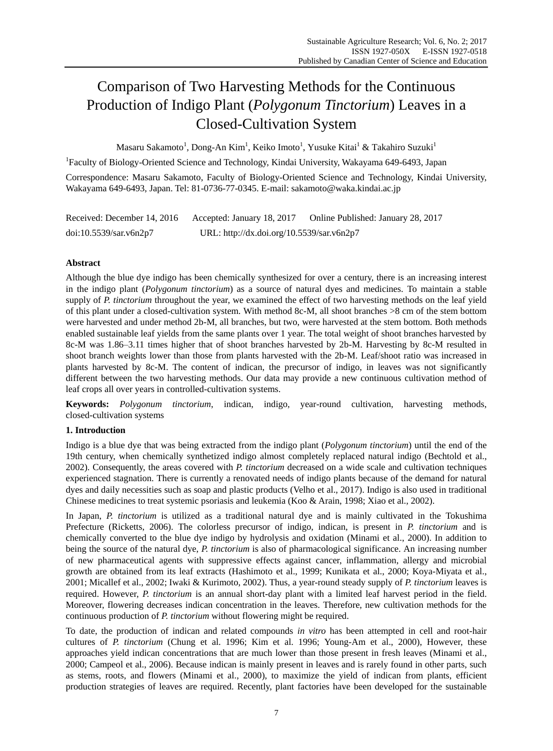# Comparison of Two Harvesting Methods for the Continuous Production of Indigo Plant (*Polygonum Tinctorium*) Leaves in a Closed-Cultivation System

Masaru Sakamoto[1], Dong-An Kim[1], Keiko Imoto[1], Yusuke Kitai[1] & Takahiro Suzuki[1]

[1]Faculty of Biology-Oriented Science and Technology, Kindai University, Wakayama 649-6493, Japan

Correspondence: Masaru Sakamoto, Faculty of Biology-Oriented Science and Technology, Kindai University, Wakayama 649-6493, Japan. Tel: 81-0736-77-0345. E-mail: sakamoto@waka.kindai.ac.jp

Received: December 14, 2016 Accepted: January 18, 2017 Online Published: January 28, 2017

doi:10.5539/sar.v6n2p7 URL: http://dx.doi.org/10.5539/sar.v6n2p7

## Abstract

Although the blue dye indigo has been chemically synthesized for over a century, there is an increasing interest in the indigo plant (*Polygonum tinctorium*) as a source of natural dyes and medicines. To maintain a stable supply of *P. tinctorium* throughout the year, we examined the effect of two harvesting methods on the leaf yield of this plant under a closed-cultivation system. With method 8c-M, all shoot branches >8 cm of the stem bottom were harvested and under method 2b-M, all branches, but two, were harvested at the stem bottom. Both methods enabled sustainable leaf yields from the same plants over 1 year. The total weight of shoot branches harvested by 8c-M was 1.86–3.11 times higher that of shoot branches harvested by 2b-M. Harvesting by 8c-M resulted in shoot branch weights lower than those from plants harvested with the 2b-M. Leaf/shoot ratio was increased in plants harvested by 8c-M. The content of indican, the precursor of indigo, in leaves was not significantly different between the two harvesting methods. Our data may provide a new continuous cultivation method of leaf crops all over years in controlled-cultivation systems.

**Keywords:** *Polygonum tinctorium*, indican, indigo, year-round cultivation, harvesting methods, closed-cultivation systems

## 1. Introduction

Indigo is a blue dye that was being extracted from the indigo plant (*Polygonum tinctorium*) until the end of the 19th century, when chemically synthetized indigo almost completely replaced natural indigo (Bechtold et al., 2002). Consequently, the areas covered with *P. tinctorium* decreased on a wide scale and cultivation techniques experienced stagnation. There is currently a renovated needs of indigo plants because of the demand for natural dyes and daily necessities such as soap and plastic products (Velho et al., 2017). Indigo is also used in traditional Chinese medicines to treat systemic psoriasis and leukemia (Koo & Arain, 1998; Xiao et al., 2002).

In Japan, *P. tinctorium* is utilized as a traditional natural dye and is mainly cultivated in the Tokushima Prefecture (Ricketts, 2006). The colorless precursor of indigo, indican, is present in *P. tinctorium* and is chemically converted to the blue dye indigo by hydrolysis and oxidation (Minami et al., 2000). In addition to being the source of the natural dye, *P. tinctorium* is also of pharmacological significance. An increasing number of new pharmaceutical agents with suppressive effects against cancer, inflammation, allergy and microbial growth are obtained from its leaf extracts (Hashimoto et al., 1999; Kunikata et al., 2000; Koya-Miyata et al., 2001; Micallef et al., 2002; Iwaki & Kurimoto, 2002). Thus, a year-round steady supply of *P. tinctorium* leaves is required. However, *P. tinctorium* is an annual short-day plant with a limited leaf harvest period in the field. Moreover, flowering decreases indican concentration in the leaves. Therefore, new cultivation methods for the continuous production of *P. tinctorium* without flowering might be required.

To date, the production of indican and related compounds *in vitro* has been attempted in cell and root-hair cultures of *P. tinctorium* (Chung et al. 1996; Kim et al. 1996; Young-Am et al., 2000), However, these approaches yield indican concentrations that are much lower than those present in fresh leaves (Minami et al., 2000; Campeol et al., 2006). Because indican is mainly present in leaves and is rarely found in other parts, such as stems, roots, and flowers (Minami et al., 2000), to maximize the yield of indican from plants, efficient production strategies of leaves are required. Recently, plant factories have been developed for the sustainable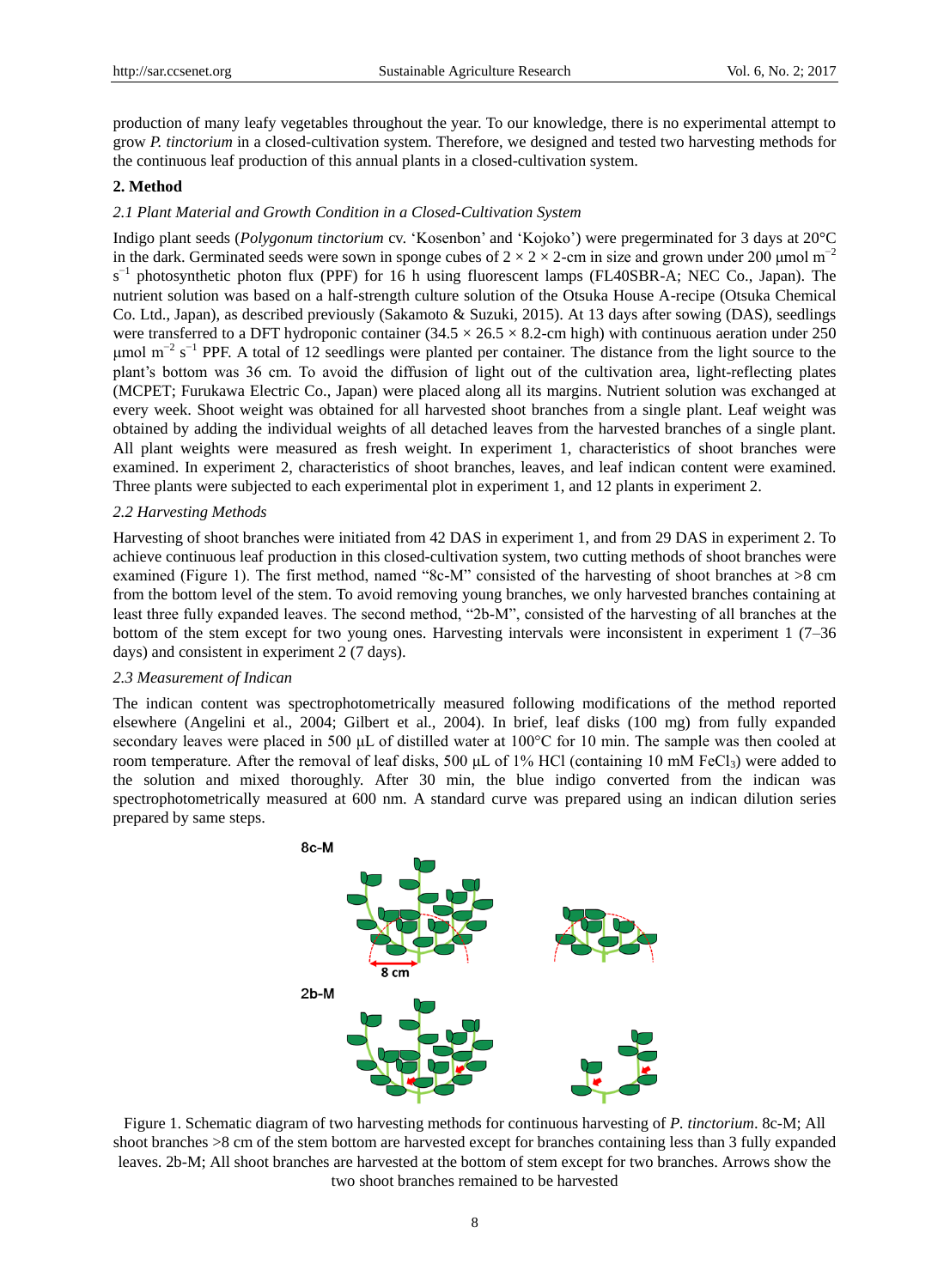production of many leafy vegetables throughout the year. To our knowledge, there is no experimental attempt to grow *P. tinctorium* in a closed-cultivation system. Therefore, we designed and tested two harvesting methods for the continuous leaf production of this annual plants in a closed-cultivation system.

## 2. Method

### *2.1 Plant Material and Growth Condition in a Closed-Cultivation System*

Indigo plant seeds (*Polygonum tinctorium* cv. 'Kosenbon' and 'Kojoko') were pregerminated for 3 days at 20°C in the dark. Germinated seeds were sown in sponge cubes of 2 × 2 × 2-cm in size and grown under 200 μmol $m^{-2}$ $s^{-1}$ photosynthetic photon flux (PPF) for 16 h using fluorescent lamps (FL40SBR-A; NEC Co., Japan). The nutrient solution was based on a half-strength culture solution of the Otsuka House A-recipe (Otsuka Chemical Co. Ltd., Japan), as described previously (Sakamoto & Suzuki, 2015). At 13 days after sowing (DAS), seedlings were transferred to a DFT hydroponic container (34.5 × 26.5 × 8.2-cm high) with continuous aeration under 250 μmol $m^{-2}$ $s^{-1}$ PPF. A total of 12 seedlings were planted per container. The distance from the light source to the plant's bottom was 36 cm. To avoid the diffusion of light out of the cultivation area, light-reflecting plates (MCPET; Furukawa Electric Co., Japan) were placed along all its margins. Nutrient solution was exchanged at every week. Shoot weight was obtained for all harvested shoot branches from a single plant. Leaf weight was obtained by adding the individual weights of all detached leaves from the harvested branches of a single plant. All plant weights were measured as fresh weight. In experiment 1, characteristics of shoot branches were examined. In experiment 2, characteristics of shoot branches, leaves, and leaf indican content were examined. Three plants were subjected to each experimental plot in experiment 1, and 12 plants in experiment 2.

### *2.2 Harvesting Methods*

Harvesting of shoot branches were initiated from 42 DAS in experiment 1, and from 29 DAS in experiment 2. To achieve continuous leaf production in this closed-cultivation system, two cutting methods of shoot branches were examined (Figure 1). The first method, named "8c-M" consisted of the harvesting of shoot branches at >8 cm from the bottom level of the stem. To avoid removing young branches, we only harvested branches containing at least three fully expanded leaves. The second method, "2b-M", consisted of the harvesting of all branches at the bottom of the stem except for two young ones. Harvesting intervals were inconsistent in experiment 1 (7–36 days) and consistent in experiment 2 (7 days).

### *2.3 Measurement of Indican*

The indican content was spectrophotometrically measured following modifications of the method reported elsewhere (Angelini et al., 2004; Gilbert et al., 2004). In brief, leaf disks (100 mg) from fully expanded secondary leaves were placed in 500 μL of distilled water at 100°C for 10 min. The sample was then cooled at room temperature. After the removal of leaf disks, 500 μL of 1% HCl (containing 10 mM $FeCl_3$) were added to the solution and mixed thoroughly. After 30 min, the blue indigo converted from the indican was spectrophotometrically measured at 600 nm. A standard curve was prepared using an indican dilution series prepared by same steps.

Figure 1. Schematic diagram of two harvesting methods for continuous harvesting of *P. tinctorium*. 8c-M; All shoot branches >8 cm of the stem bottom are harvested except for branches containing less than 3 fully expanded leaves. 2b-M; All shoot branches are harvested at the bottom of stem except for two branches. Arrows show the two shoot branches remained to be harvested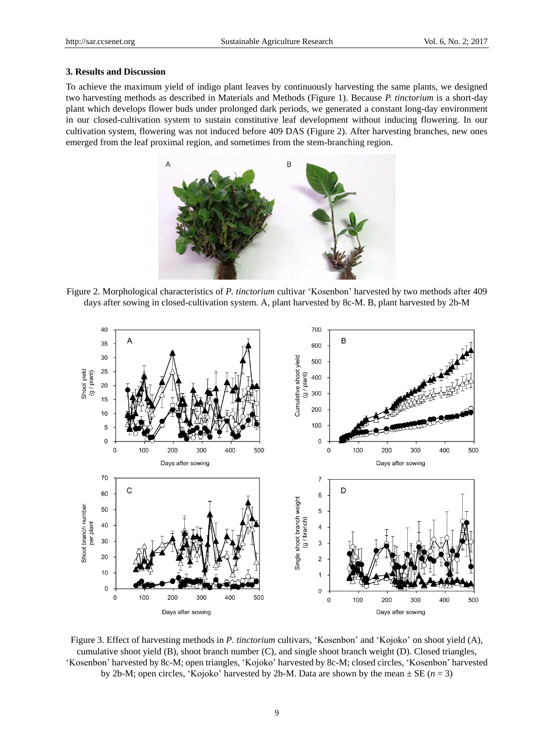### 3. Results and Discussion

To achieve the maximum yield of indigo plant leaves by continuously harvesting the same plants, we designed two harvesting methods as described in Materials and Methods (Figure 1). Because *P. tinctorium* is a short-day plant which develops flower buds under prolonged dark periods, we generated a constant long-day environment in our closed-cultivation system to sustain constitutive leaf development without inducing flowering. In our cultivation system, flowering was not induced before 409 DAS (Figure 2). After harvesting branches, new ones emerged from the leaf proximal region, and sometimes from the stem-branching region.

Figure 2. Morphological characteristics of *P. tinctorium* cultivar 'Kosenbon' harvested by two methods after 409 days after sowing in closed-cultivation system. A, plant harvested by 8c-M. B, plant harvested by 2b-M

Figure 3. Effect of harvesting methods in *P. tinctorium* cultivars, 'Kosenbon' and 'Kojoko' on shoot yield (A), cumulative shoot yield (B), shoot branch number (C), and single shoot branch weight (D). Closed triangles, 'Kosenbon' harvested by 8c-M; open triangles, 'Kojoko' harvested by 8c-M; closed circles, 'Kosenbon' harvested by 2b-M; open circles, 'Kojoko' harvested by 2b-M. Data are shown by the mean ± SE ($n$ = 3)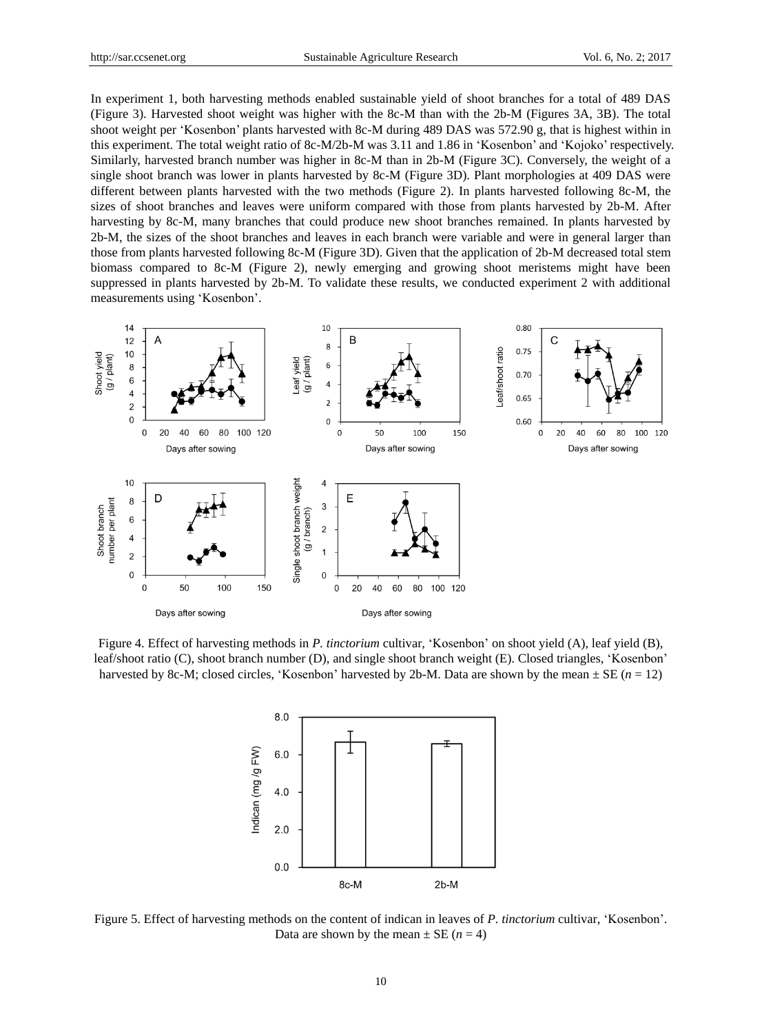In experiment 1, both harvesting methods enabled sustainable yield of shoot branches for a total of 489 DAS (Figure 3). Harvested shoot weight was higher with the 8c-M than with the 2b-M (Figures 3A, 3B). The total shoot weight per 'Kosenbon' plants harvested with 8c-M during 489 DAS was 572.90 g, that is highest within in this experiment. The total weight ratio of 8c-M/2b-M was 3.11 and 1.86 in 'Kosenbon' and 'Kojoko' respectively. Similarly, harvested branch number was higher in 8c-M than in 2b-M (Figure 3C). Conversely, the weight of a single shoot branch was lower in plants harvested by 8c-M (Figure 3D). Plant morphologies at 409 DAS were different between plants harvested with the two methods (Figure 2). In plants harvested following 8c-M, the sizes of shoot branches and leaves were uniform compared with those from plants harvested by 2b-M. After harvesting by 8c-M, many branches that could produce new shoot branches remained. In plants harvested by 2b-M, the sizes of the shoot branches and leaves in each branch were variable and were in general larger than those from plants harvested following 8c-M (Figure 3D). Given that the application of 2b-M decreased total stem biomass compared to 8c-M (Figure 2), newly emerging and growing shoot meristems might have been suppressed in plants harvested by 2b-M. To validate these results, we conducted experiment 2 with additional measurements using 'Kosenbon'.

Figure 4. Effect of harvesting methods in *P. tinctorium* cultivar, 'Kosenbon' on shoot yield (A), leaf yield (B), leaf/shoot ratio (C), shoot branch number (D), and single shoot branch weight (E). Closed triangles, 'Kosenbon' harvested by 8c-M; closed circles, 'Kosenbon' harvested by 2b-M. Data are shown by the mean ± SE ($n$ = 12)

Figure 5. Effect of harvesting methods on the content of indican in leaves of *P. tinctorium* cultivar, 'Kosenbon'. Data are shown by the mean ± SE ($n$ = 4)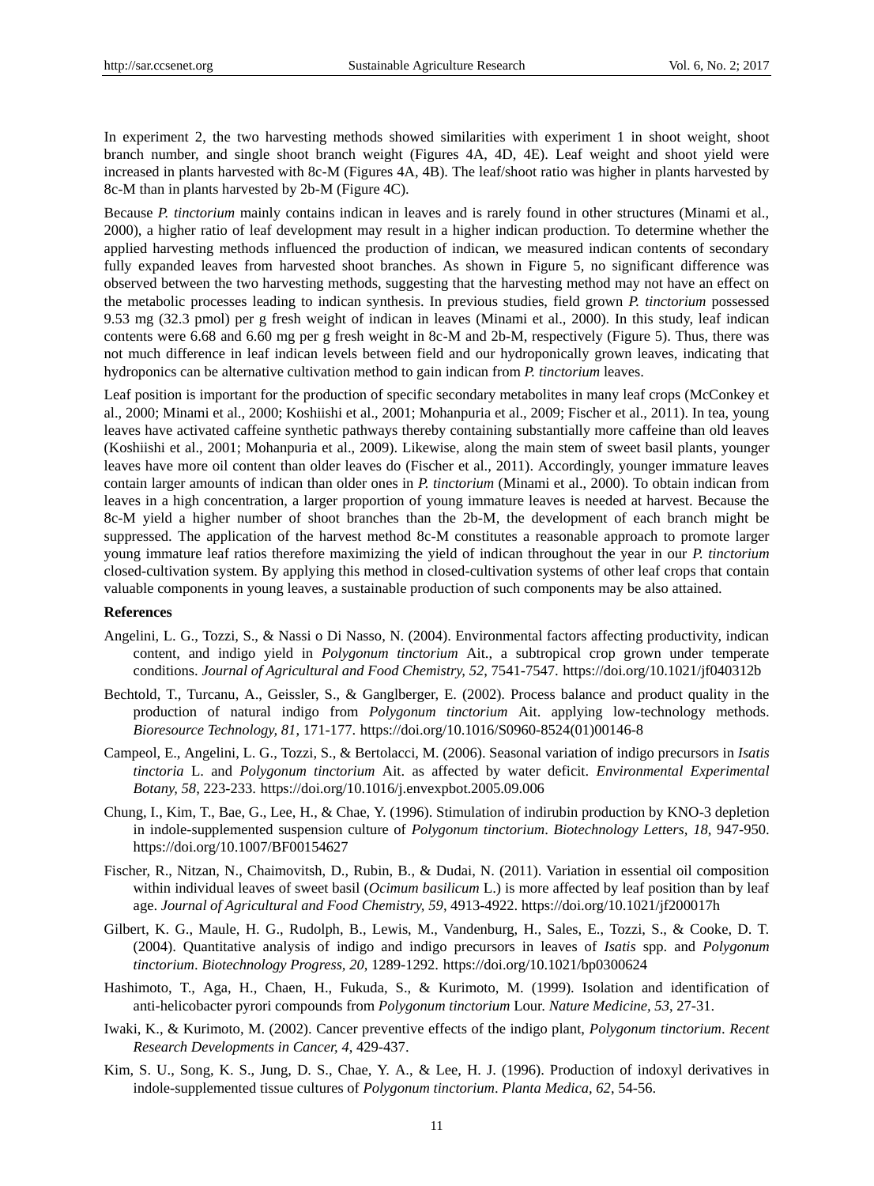In experiment 2, the two harvesting methods showed similarities with experiment 1 in shoot weight, shoot branch number, and single shoot branch weight (Figures 4A, 4D, 4E). Leaf weight and shoot yield were increased in plants harvested with 8c-M (Figures 4A, 4B). The leaf/shoot ratio was higher in plants harvested by 8c-M than in plants harvested by 2b-M (Figure 4C).

Because *P. tinctorium* mainly contains indican in leaves and is rarely found in other structures (Minami et al., 2000), a higher ratio of leaf development may result in a higher indican production. To determine whether the applied harvesting methods influenced the production of indican, we measured indican contents of secondary fully expanded leaves from harvested shoot branches. As shown in Figure 5, no significant difference was observed between the two harvesting methods, suggesting that the harvesting method may not have an effect on the metabolic processes leading to indican synthesis. In previous studies, field grown *P. tinctorium* possessed 9.53 mg (32.3 pmol) per g fresh weight of indican in leaves (Minami et al., 2000). In this study, leaf indican contents were 6.68 and 6.60 mg per g fresh weight in 8c-M and 2b-M, respectively (Figure 5). Thus, there was not much difference in leaf indican levels between field and our hydroponically grown leaves, indicating that hydroponics can be alternative cultivation method to gain indican from *P. tinctorium* leaves.

Leaf position is important for the production of specific secondary metabolites in many leaf crops (McConkey et al., 2000; Minami et al., 2000; Koshiishi et al., 2001; Mohanpuria et al., 2009; Fischer et al., 2011). In tea, young leaves have activated caffeine synthetic pathways thereby containing substantially more caffeine than old leaves (Koshiishi et al., 2001; Mohanpuria et al., 2009). Likewise, along the main stem of sweet basil plants, younger leaves have more oil content than older leaves do (Fischer et al., 2011). Accordingly, younger immature leaves contain larger amounts of indican than older ones in *P. tinctorium* (Minami et al., 2000). To obtain indican from leaves in a high concentration, a larger proportion of young immature leaves is needed at harvest. Because the 8c-M yield a higher number of shoot branches than the 2b-M, the development of each branch might be suppressed. The application of the harvest method 8c-M constitutes a reasonable approach to promote larger young immature leaf ratios therefore maximizing the yield of indican throughout the year in our *P. tinctorium* closed-cultivation system. By applying this method in closed-cultivation systems of other leaf crops that contain valuable components in young leaves, a sustainable production of such components may be also attained.

**References**

Angelini, L. G., Tozzi, S., & Nassi o Di Nasso, N. (2004). Environmental factors affecting productivity, indican content, and indigo yield in *Polygonum tinctorium* Ait., a subtropical crop grown under temperate conditions. *Journal of Agricultural and Food Chemistry, 52*, 7541-7547. https://doi.org/10.1021/jf040312b

Bechtold, T., Turcanu, A., Geissler, S., & Ganglberger, E. (2002). Process balance and product quality in the production of natural indigo from *Polygonum tinctorium* Ait. applying low-technology methods. *Bioresource Technology, 81*, 171-177. https://doi.org/10.1016/S0960-8524(01)00146-8

Campeol, E., Angelini, L. G., Tozzi, S., & Bertolacci, M. (2006). Seasonal variation of indigo precursors in *Isatis tinctoria* L. and *Polygonum tinctorium* Ait. as affected by water deficit. *Environmental Experimental Botany, 58*, 223-233. https://doi.org/10.1016/j.envexpbot.2005.09.006

Chung, I., Kim, T., Bae, G., Lee, H., & Chae, Y. (1996). Stimulation of indirubin production by KNO-3 depletion in indole-supplemented suspension culture of *Polygonum tinctorium*. *Biotechnology Letters, 18*, 947-950. https://doi.org/10.1007/BF00154627

Fischer, R., Nitzan, N., Chaimovitsh, D., Rubin, B., & Dudai, N. (2011). Variation in essential oil composition within individual leaves of sweet basil (*Ocimum basilicum* L.) is more affected by leaf position than by leaf age. *Journal of Agricultural and Food Chemistry, 59*, 4913-4922. https://doi.org/10.1021/jf200017h

Gilbert, K. G., Maule, H. G., Rudolph, B., Lewis, M., Vandenburg, H., Sales, E., Tozzi, S., & Cooke, D. T. (2004). Quantitative analysis of indigo and indigo precursors in leaves of *Isatis* spp. and *Polygonum tinctorium*. *Biotechnology Progress, 20*, 1289-1292. https://doi.org/10.1021/bp0300624

Hashimoto, T., Aga, H., Chaen, H., Fukuda, S., & Kurimoto, M. (1999). Isolation and identification of anti-helicobacter pyrori compounds from *Polygonum tinctorium* Lour. *Nature Medicine, 53*, 27-31.

Iwaki, K., & Kurimoto, M. (2002). Cancer preventive effects of the indigo plant, *Polygonum tinctorium*. *Recent Research Developments in Cancer, 4*, 429-437.

Kim, S. U., Song, K. S., Jung, D. S., Chae, Y. A., & Lee, H. J. (1996). Production of indoxyl derivatives in indole-supplemented tissue cultures of *Polygonum tinctorium*. *Planta Medica, 62*, 54-56.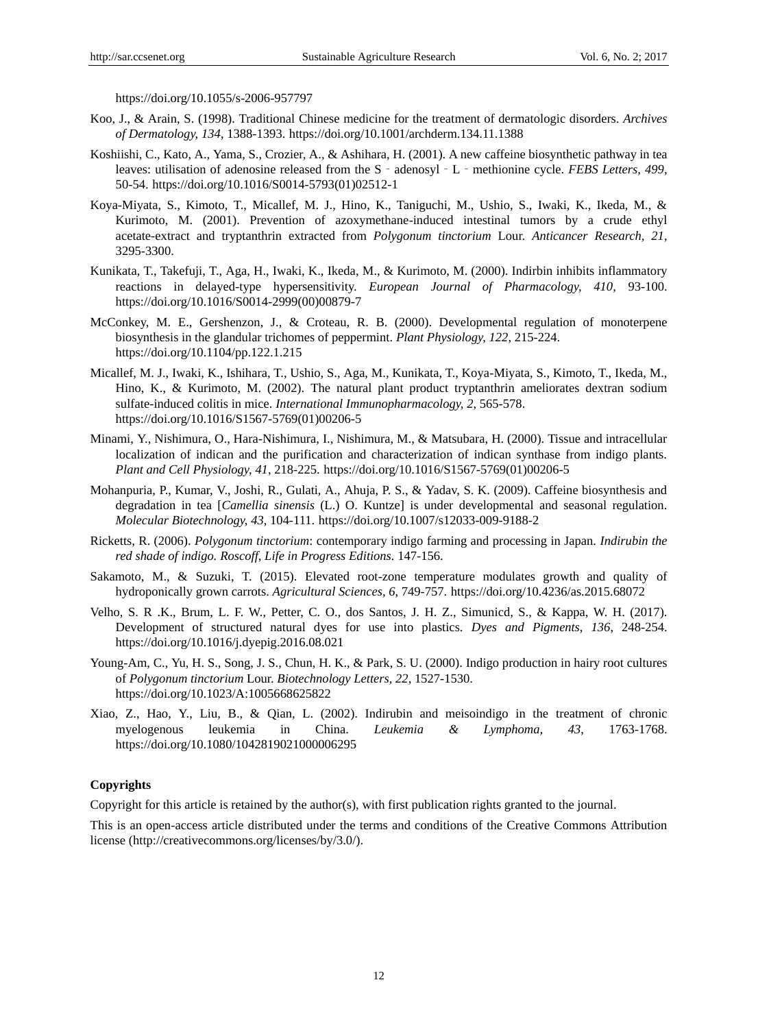https://doi.org/10.1055/s-2006-957797

Koo, J., & Arain, S. (1998). Traditional Chinese medicine for the treatment of dermatologic disorders. *Archives of Dermatology, 134*, 1388-1393. https://doi.org/10.1001/archderm.134.11.1388

Koshiishi, C., Kato, A., Yama, S., Crozier, A., & Ashihara, H. (2001). A new caffeine biosynthetic pathway in tea leaves: utilisation of adenosine released from the S‐adenosyl‐L‐methionine cycle. *FEBS Letters, 499*, 50-54. https://doi.org/10.1016/S0014-5793(01)02512-1

Koya-Miyata, S., Kimoto, T., Micallef, M. J., Hino, K., Taniguchi, M., Ushio, S., Iwaki, K., Ikeda, M., & Kurimoto, M. (2001). Prevention of azoxymethane-induced intestinal tumors by a crude ethyl acetate-extract and tryptanthrin extracted from *Polygonum tinctorium* Lour. *Anticancer Research, 21*, 3295-3300.

Kunikata, T., Takefuji, T., Aga, H., Iwaki, K., Ikeda, M., & Kurimoto, M. (2000). Indirbin inhibits inflammatory reactions in delayed-type hypersensitivity. *European Journal of Pharmacology, 410*, 93-100. https://doi.org/10.1016/S0014-2999(00)00879-7

McConkey, M. E., Gershenzon, J., & Croteau, R. B. (2000). Developmental regulation of monoterpene biosynthesis in the glandular trichomes of peppermint. *Plant Physiology, 122*, 215-224. https://doi.org/10.1104/pp.122.1.215

Micallef, M. J., Iwaki, K., Ishihara, T., Ushio, S., Aga, M., Kunikata, T., Koya-Miyata, S., Kimoto, T., Ikeda, M., Hino, K., & Kurimoto, M. (2002). The natural plant product tryptanthrin ameliorates dextran sodium sulfate-induced colitis in mice. *International Immunopharmacology, 2*, 565-578. https://doi.org/10.1016/S1567-5769(01)00206-5

Minami, Y., Nishimura, O., Hara-Nishimura, I., Nishimura, M., & Matsubara, H. (2000). Tissue and intracellular localization of indican and the purification and characterization of indican synthase from indigo plants. *Plant and Cell Physiology, 41*, 218-225. https://doi.org/10.1016/S1567-5769(01)00206-5

Mohanpuria, P., Kumar, V., Joshi, R., Gulati, A., Ahuja, P. S., & Yadav, S. K. (2009). Caffeine biosynthesis and degradation in tea [*Camellia sinensis* (L.) O. Kuntze] is under developmental and seasonal regulation. *Molecular Biotechnology, 43*, 104-111. https://doi.org/10.1007/s12033-009-9188-2

Ricketts, R. (2006). *Polygonum tinctorium*: contemporary indigo farming and processing in Japan. *Indirubin the red shade of indigo. Roscoff, Life in Progress Editions*. 147-156.

Sakamoto, M., & Suzuki, T. (2015). Elevated root-zone temperature modulates growth and quality of hydroponically grown carrots. *Agricultural Sciences, 6*, 749-757. https://doi.org/10.4236/as.2015.68072

Velho, S. R .K., Brum, L. F. W., Petter, C. O., dos Santos, J. H. Z., Simunicd, S., & Kappa, W. H. (2017). Development of structured natural dyes for use into plastics. *Dyes and Pigments, 136*, 248-254. https://doi.org/10.1016/j.dyepig.2016.08.021

Young-Am, C., Yu, H. S., Song, J. S., Chun, H. K., & Park, S. U. (2000). Indigo production in hairy root cultures of *Polygonum tinctorium* Lour. *Biotechnology Letters, 22*, 1527-1530. https://doi.org/10.1023/A:1005668625822

Xiao, Z., Hao, Y., Liu, B., & Qian, L. (2002). Indirubin and meisoindigo in the treatment of chronic myelogenous leukemia in China. *Leukemia & Lymphoma, 43*, 1763-1768. https://doi.org/10.1080/1042819021000006295

**Copyrights**

Copyright for this article is retained by the author(s), with first publication rights granted to the journal.

This is an open-access article distributed under the terms and conditions of the Creative Commons Attribution license (http://creativecommons.org/licenses/by/3.0/).